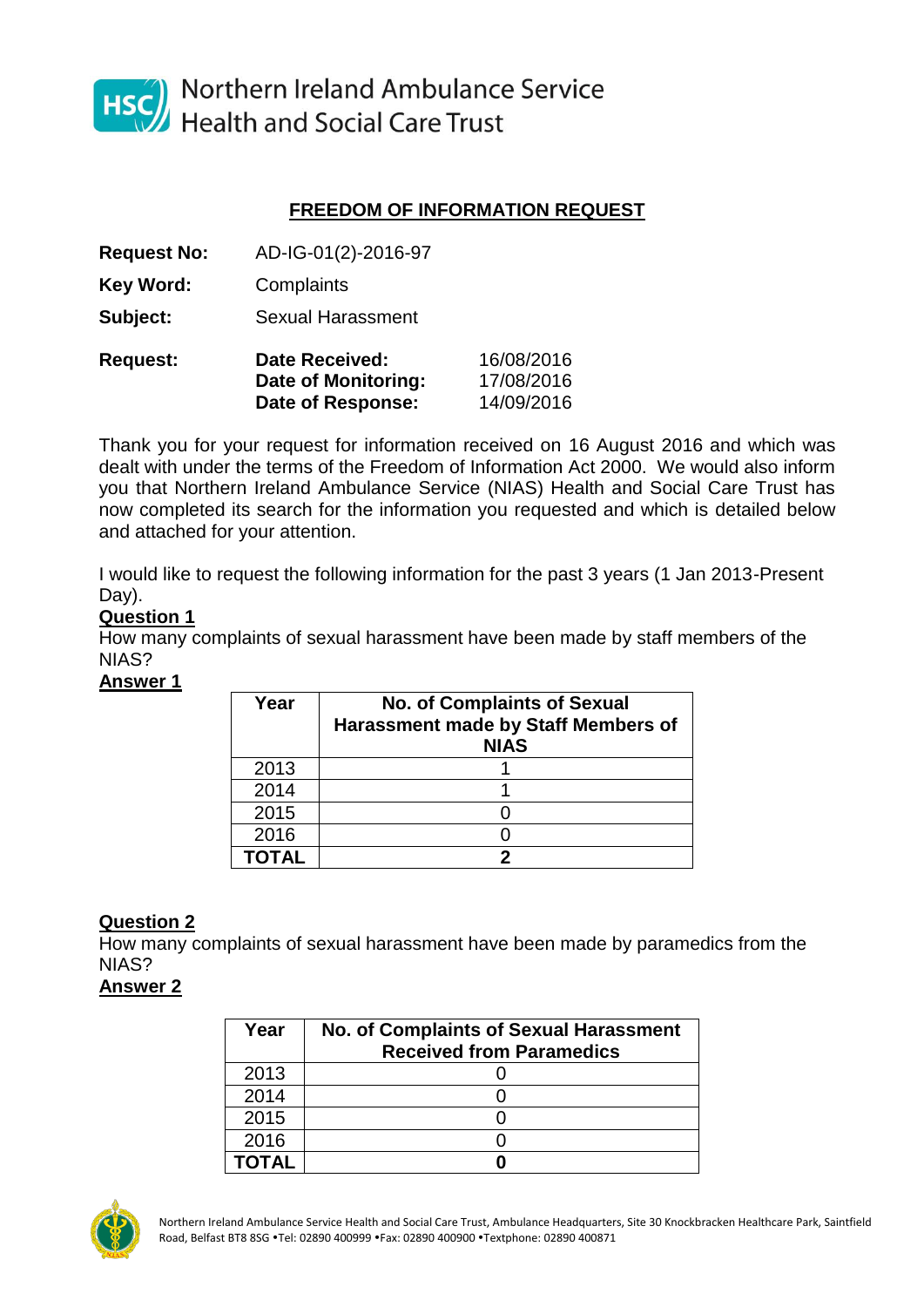Northern Ireland Ambulance Service
Health and Social Care Trust

## FREEDOM OF INFORMATION REQUEST

**Request No:** AD-IG-01(2)-2016-97

**Key Word:** Complaints

**Subject:** Sexual Harassment

**Request:**

| | |
|---|---|
| **Date Received:** | 16/08/2016 |
| **Date of Monitoring:** | 17/08/2016 |
| **Date of Response:** | 14/09/2016 |

Thank you for your request for information received on 16 August 2016 and which was dealt with under the terms of the Freedom of Information Act 2000. We would also inform you that Northern Ireland Ambulance Service (NIAS) Health and Social Care Trust has now completed its search for the information you requested and which is detailed below and attached for your attention.

I would like to request the following information for the past 3 years (1 Jan 2013-Present Day).

**Question 1**

How many complaints of sexual harassment have been made by staff members of the NIAS?

**Answer 1**

| Year | No. of Complaints of Sexual Harassment made by Staff Members of NIAS |
|---|---|
| 2013 | 1 |
| 2014 | 1 |
| 2015 | 0 |
| 2016 | 0 |
| **TOTAL** | **2** |

**Question 2**

How many complaints of sexual harassment have been made by paramedics from the NIAS?

**Answer 2**

| Year | No. of Complaints of Sexual Harassment Received from Paramedics |
|---|---|
| 2013 | 0 |
| 2014 | 0 |
| 2015 | 0 |
| 2016 | 0 |
| **TOTAL** | **0** |

Northern Ireland Ambulance Service Health and Social Care Trust, Ambulance Headquarters, Site 30 Knockbracken Healthcare Park, Saintfield Road, Belfast BT8 8SG •Tel: 02890 400999 •Fax: 02890 400900 •Textphone: 02890 400871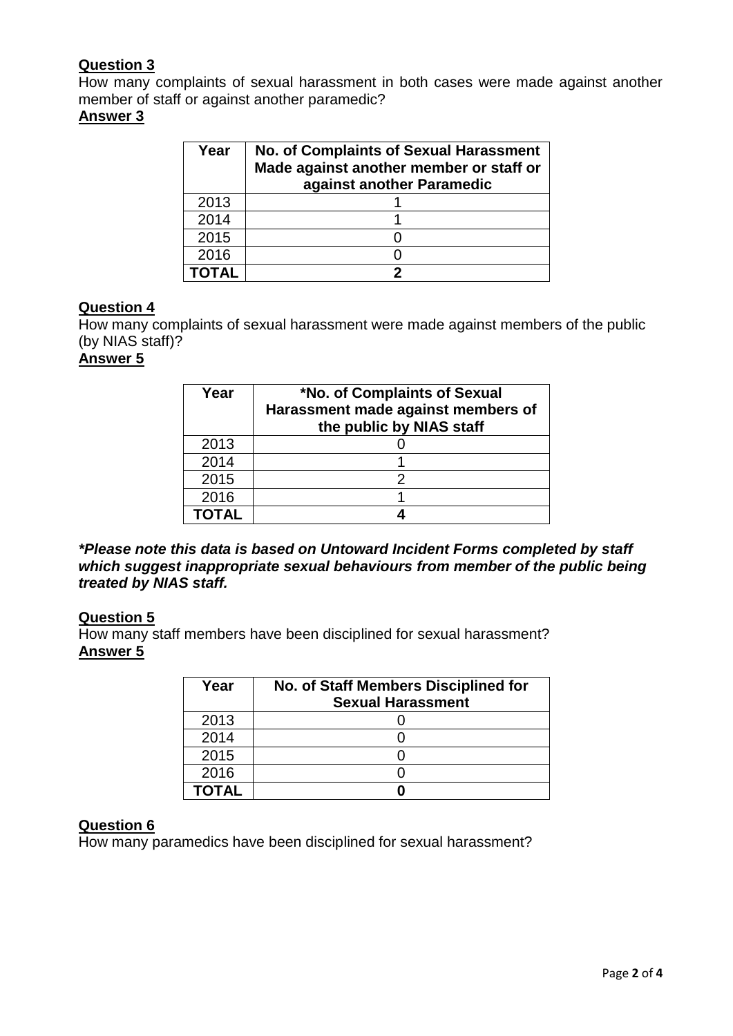**Question 3**

How many complaints of sexual harassment in both cases were made against another member of staff or against another paramedic?

**Answer 3**

| Year | No. of Complaints of Sexual Harassment Made against another member or staff or against another Paramedic |
|---|---|
| 2013 | 1 |
| 2014 | 1 |
| 2015 | 0 |
| 2016 | 0 |
| **TOTAL** | **2** |

**Question 4**

How many complaints of sexual harassment were made against members of the public (by NIAS staff)?

**Answer 5**

| Year | *No. of Complaints of Sexual Harassment made against members of the public by NIAS staff |
|---|---|
| 2013 | 0 |
| 2014 | 1 |
| 2015 | 2 |
| 2016 | 1 |
| **TOTAL** | **4** |

***Please note this data is based on Untoward Incident Forms completed by staff which suggest inappropriate sexual behaviours from member of the public being treated by NIAS staff.***

**Question 5**

How many staff members have been disciplined for sexual harassment?

**Answer 5**

| Year | No. of Staff Members Disciplined for Sexual Harassment |
|---|---|
| 2013 | 0 |
| 2014 | 0 |
| 2015 | 0 |
| 2016 | 0 |
| **TOTAL** | **0** |

**Question 6**

How many paramedics have been disciplined for sexual harassment?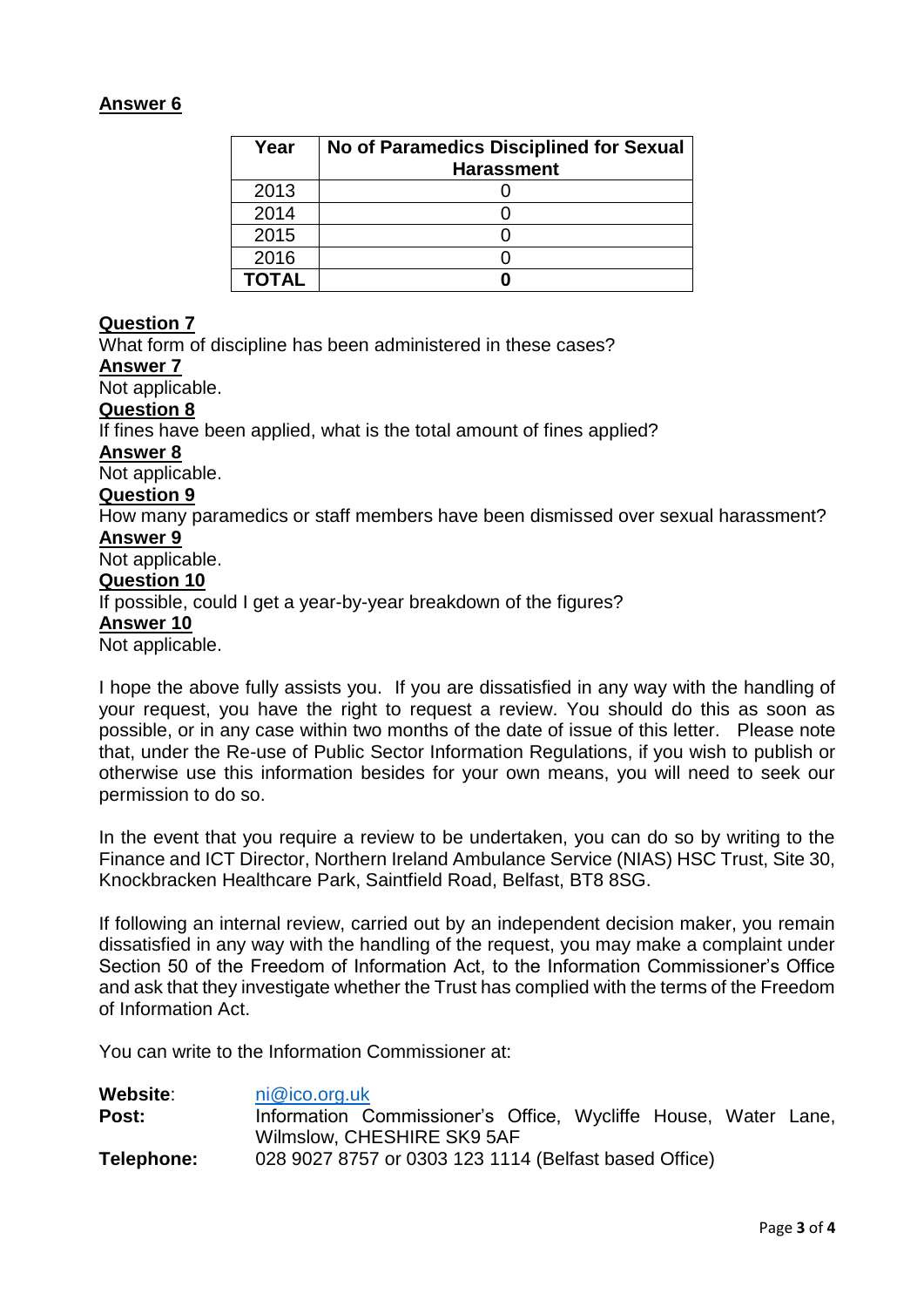**Answer 6**

| Year | No of Paramedics Disciplined for Sexual Harassment |
|---|---|
| 2013 | 0 |
| 2014 | 0 |
| 2015 | 0 |
| 2016 | 0 |
| **TOTAL** | **0** |

**Question 7**

What form of discipline has been administered in these cases?

**Answer 7**

Not applicable.

**Question 8**

If fines have been applied, what is the total amount of fines applied?

**Answer 8**

Not applicable.

**Question 9**

How many paramedics or staff members have been dismissed over sexual harassment?

**Answer 9**

Not applicable.

**Question 10**

If possible, could I get a year-by-year breakdown of the figures?

**Answer 10**

Not applicable.

I hope the above fully assists you. If you are dissatisfied in any way with the handling of your request, you have the right to request a review. You should do this as soon as possible, or in any case within two months of the date of issue of this letter. Please note that, under the Re-use of Public Sector Information Regulations, if you wish to publish or otherwise use this information besides for your own means, you will need to seek our permission to do so.

In the event that you require a review to be undertaken, you can do so by writing to the Finance and ICT Director, Northern Ireland Ambulance Service (NIAS) HSC Trust, Site 30, Knockbracken Healthcare Park, Saintfield Road, Belfast, BT8 8SG.

If following an internal review, carried out by an independent decision maker, you remain dissatisfied in any way with the handling of the request, you may make a complaint under Section 50 of the Freedom of Information Act, to the Information Commissioner's Office and ask that they investigate whether the Trust has complied with the terms of the Freedom of Information Act.

You can write to the Information Commissioner at:

**Website**: ni@ico.org.uk
**Post:** Information Commissioner's Office, Wycliffe House, Water Lane, Wilmslow, CHESHIRE SK9 5AF
**Telephone:** 028 9027 8757 or 0303 123 1114 (Belfast based Office)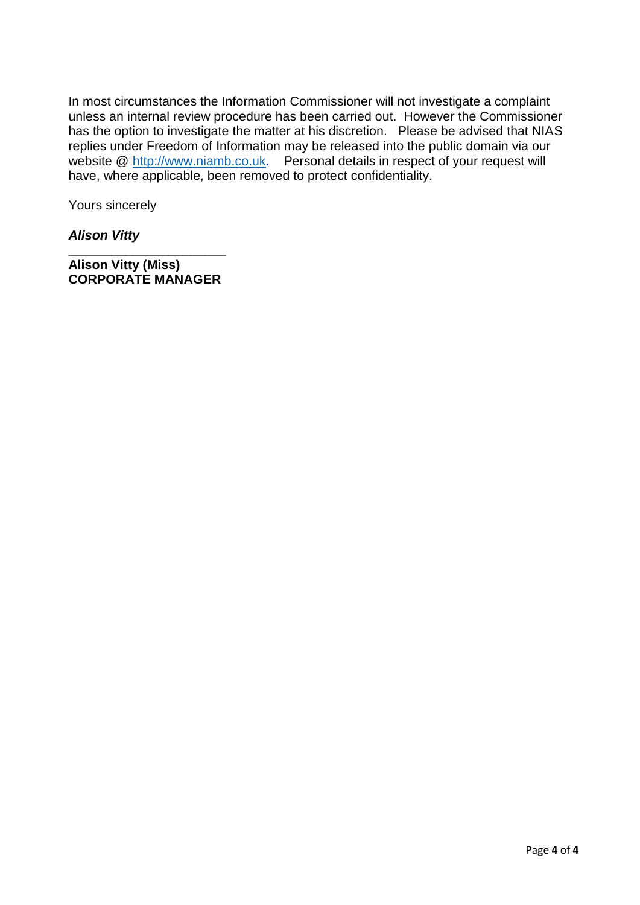In most circumstances the Information Commissioner will not investigate a complaint unless an internal review procedure has been carried out. However the Commissioner has the option to investigate the matter at his discretion. Please be advised that NIAS replies under Freedom of Information may be released into the public domain via our website @ http://www.niamb.co.uk. Personal details in respect of your request will have, where applicable, been removed to protect confidentiality.

Yours sincerely

***Alison Vitty***

______________________

**Alison Vitty (Miss)**
**CORPORATE MANAGER**